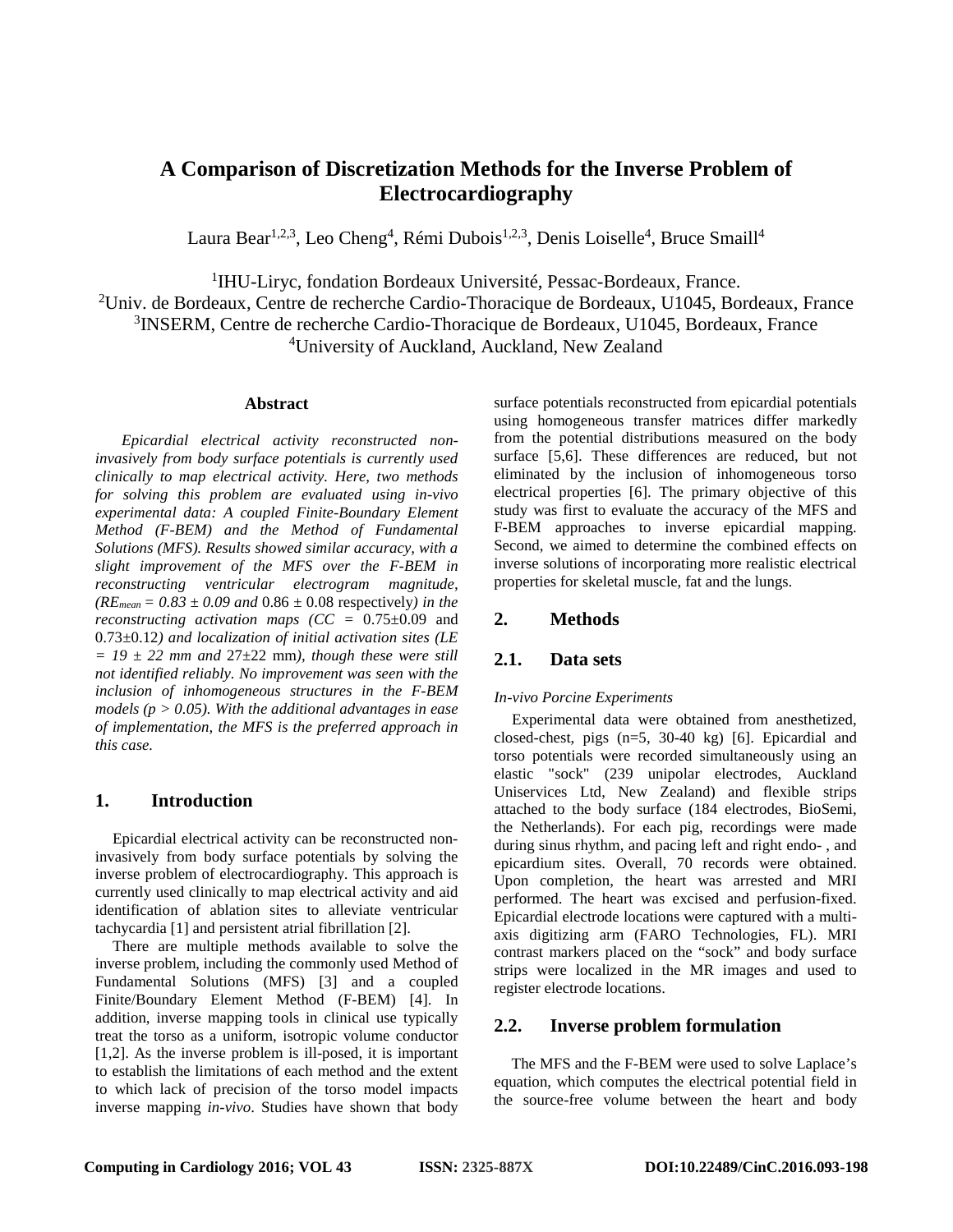# A Comparison of Discretization Methods for the Inverse Problem of Electrocardiography

Laura Bear[1,2,3], Leo Cheng[4], Rémi Dubois[1,2,3], Denis Loiselle[4], Bruce Smaill[4]

[1]IHU-Liryc, fondation Bordeaux Université, Pessac-Bordeaux, France.
[2]Univ. de Bordeaux, Centre de recherche Cardio-Thoracique de Bordeaux, U1045, Bordeaux, France
[3]INSERM, Centre de recherche Cardio-Thoracique de Bordeaux, U1045, Bordeaux, France
[4]University of Auckland, Auckland, New Zealand

## Abstract

*Epicardial electrical activity reconstructed non-invasively from body surface potentials is currently used clinically to map electrical activity. Here, two methods for solving this problem are evaluated using in-vivo experimental data: A coupled Finite-Boundary Element Method (F-BEM) and the Method of Fundamental Solutions (MFS). Results showed similar accuracy, with a slight improvement of the MFS over the F-BEM in reconstructing ventricular electrogram magnitude, ($RE_{mean}$ = 0.83 ± 0.09 and* 0.86 ± 0.08 respectively*) in the reconstructing activation maps (CC =* 0.75±0.09 and 0.73±0.12*) and localization of initial activation sites (LE = 19 ± 22 mm and* 27±22 mm*), though these were still not identified reliably. No improvement was seen with the inclusion of inhomogeneous structures in the F-BEM models ($p > 0.05$). With the additional advantages in ease of implementation, the MFS is the preferred approach in this case.*

## 1. Introduction

Epicardial electrical activity can be reconstructed non-invasively from body surface potentials by solving the inverse problem of electrocardiography. This approach is currently used clinically to map electrical activity and aid identification of ablation sites to alleviate ventricular tachycardia [1] and persistent atrial fibrillation [2].

There are multiple methods available to solve the inverse problem, including the commonly used Method of Fundamental Solutions (MFS) [3] and a coupled Finite/Boundary Element Method (F-BEM) [4]. In addition, inverse mapping tools in clinical use typically treat the torso as a uniform, isotropic volume conductor [1,2]. As the inverse problem is ill-posed, it is important to establish the limitations of each method and the extent to which lack of precision of the torso model impacts inverse mapping *in-vivo*. Studies have shown that body surface potentials reconstructed from epicardial potentials using homogeneous transfer matrices differ markedly from the potential distributions measured on the body surface [5,6]. These differences are reduced, but not eliminated by the inclusion of inhomogeneous torso electrical properties [6]. The primary objective of this study was first to evaluate the accuracy of the MFS and F-BEM approaches to inverse epicardial mapping. Second, we aimed to determine the combined effects on inverse solutions of incorporating more realistic electrical properties for skeletal muscle, fat and the lungs.

## 2. Methods

### 2.1. Data sets

*In-vivo Porcine Experiments*

Experimental data were obtained from anesthetized, closed-chest, pigs (n=5, 30-40 kg) [6]. Epicardial and torso potentials were recorded simultaneously using an elastic "sock" (239 unipolar electrodes, Auckland Uniservices Ltd, New Zealand) and flexible strips attached to the body surface (184 electrodes, BioSemi, the Netherlands). For each pig, recordings were made during sinus rhythm, and pacing left and right endo- , and epicardium sites. Overall, 70 records were obtained. Upon completion, the heart was arrested and MRI performed. The heart was excised and perfusion-fixed. Epicardial electrode locations were captured with a multi-axis digitizing arm (FARO Technologies, FL). MRI contrast markers placed on the "sock" and body surface strips were localized in the MR images and used to register electrode locations.

### 2.2. Inverse problem formulation

The MFS and the F-BEM were used to solve Laplace's equation, which computes the electrical potential field in the source-free volume between the heart and body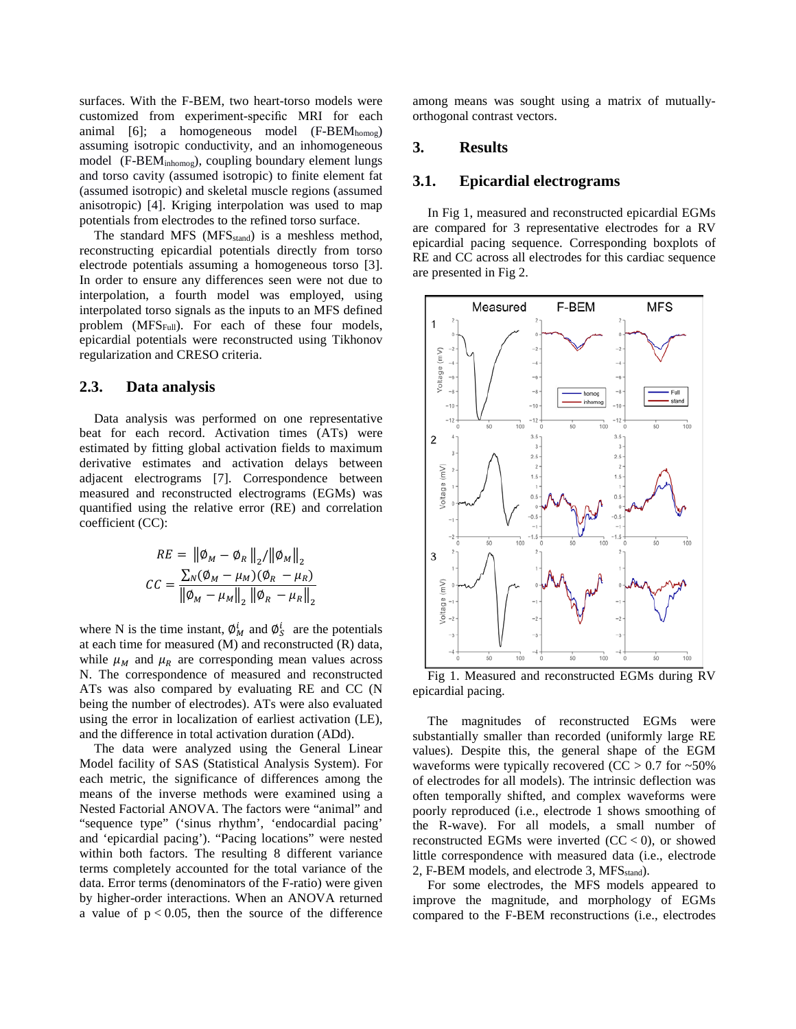surfaces. With the F-BEM, two heart-torso models were customized from experiment-specific MRI for each animal [6]; a homogeneous model ($\text{F-BEM}_{\text{homog}}$) assuming isotropic conductivity, and an inhomogeneous model ($\text{F-BEM}_{\text{inhomog}}$), coupling boundary element lungs and torso cavity (assumed isotropic) to finite element fat (assumed isotropic) and skeletal muscle regions (assumed anisotropic) [4]. Kriging interpolation was used to map potentials from electrodes to the refined torso surface.

The standard MFS ($\text{MFS}_{\text{stand}}$) is a meshless method, reconstructing epicardial potentials directly from torso electrode potentials assuming a homogeneous torso [3]. In order to ensure any differences seen were not due to interpolation, a fourth model was employed, using interpolated torso signals as the inputs to an MFS defined problem ($\text{MFS}_{\text{Full}}$). For each of these four models, epicardial potentials were reconstructed using Tikhonov regularization and CRESO criteria.

## 2.3. Data analysis

Data analysis was performed on one representative beat for each record. Activation times (ATs) were estimated by fitting global activation fields to maximum derivative estimates and activation delays between adjacent electrograms [7]. Correspondence between measured and reconstructed electrograms (EGMs) was quantified using the relative error (RE) and correlation coefficient (CC):

$$RE = \left\|\emptyset_M - \emptyset_R\right\|_2 / \left\|\emptyset_M\right\|_2$$

$$CC = \frac{\sum_N(\emptyset_M - \mu_M)(\emptyset_R - \mu_R)}{\left\|\emptyset_M - \mu_M\right\|_2 \left\|\emptyset_R - \mu_R\right\|_2}$$

where N is the time instant, $\emptyset_M^i$ and $\emptyset_S^i$ are the potentials at each time for measured (M) and reconstructed (R) data, while $\mu_M$ and $\mu_R$ are corresponding mean values across N. The correspondence of measured and reconstructed ATs was also compared by evaluating RE and CC (N being the number of electrodes). ATs were also evaluated using the error in localization of earliest activation (LE), and the difference in total activation duration (ADd).

The data were analyzed using the General Linear Model facility of SAS (Statistical Analysis System). For each metric, the significance of differences among the means of the inverse methods were examined using a Nested Factorial ANOVA. The factors were "animal" and "sequence type" ('sinus rhythm', 'endocardial pacing' and 'epicardial pacing'). "Pacing locations" were nested within both factors. The resulting 8 different variance terms completely accounted for the total variance of the data. Error terms (denominators of the F-ratio) were given by higher-order interactions. When an ANOVA returned a value of $p < 0.05$, then the source of the difference among means was sought using a matrix of mutually-orthogonal contrast vectors.

# 3. Results

## 3.1. Epicardial electrograms

In Fig 1, measured and reconstructed epicardial EGMs are compared for 3 representative electrodes for a RV epicardial pacing sequence. Corresponding boxplots of RE and CC across all electrodes for this cardiac sequence are presented in Fig 2.

Fig 1. Measured and reconstructed EGMs during RV epicardial pacing.

The magnitudes of reconstructed EGMs were substantially smaller than recorded (uniformly large RE values). Despite this, the general shape of the EGM waveforms were typically recovered (CC > 0.7 for ~50% of electrodes for all models). The intrinsic deflection was often temporally shifted, and complex waveforms were poorly reproduced (i.e., electrode 1 shows smoothing of the R-wave). For all models, a small number of reconstructed EGMs were inverted (CC < 0), or showed little correspondence with measured data (i.e., electrode 2, F-BEM models, and electrode 3, $\text{MFS}_{\text{stand}}$).

For some electrodes, the MFS models appeared to improve the magnitude, and morphology of EGMs compared to the F-BEM reconstructions (i.e., electrodes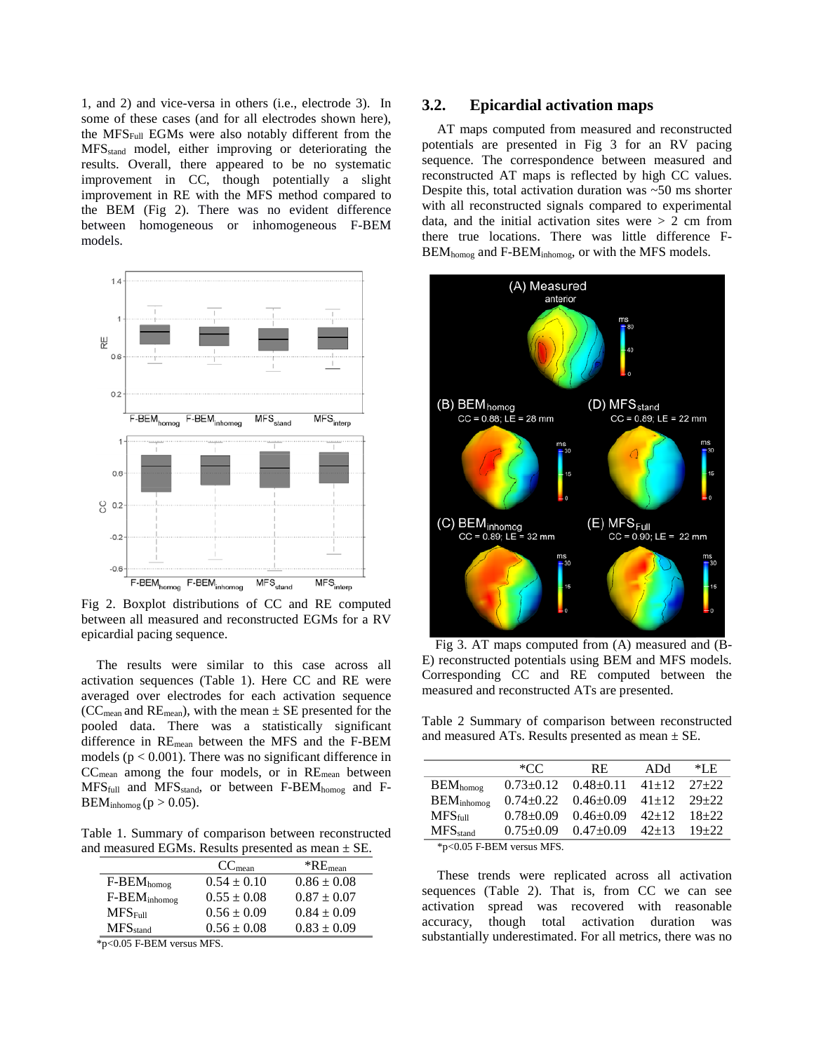1, and 2) and vice-versa in others (i.e., electrode 3). In some of these cases (and for all electrodes shown here), the $MFS_{Full}$ EGMs were also notably different from the $MFS_{stand}$ model, either improving or deteriorating the results. Overall, there appeared to be no systematic improvement in CC, though potentially a slight improvement in RE with the MFS method compared to the BEM (Fig 2). There was no evident difference between homogeneous or inhomogeneous F-BEM models.

Fig 2. Boxplot distributions of CC and RE computed between all measured and reconstructed EGMs for a RV epicardial pacing sequence.

The results were similar to this case across all activation sequences (Table 1). Here CC and RE were averaged over electrodes for each activation sequence ($CC_{mean}$ and $RE_{mean}$), with the mean ± SE presented for the pooled data. There was a statistically significant difference in $RE_{mean}$ between the MFS and the F-BEM models ($p < 0.001$). There was no significant difference in $CC_{mean}$ among the four models, or in $RE_{mean}$ between $MFS_{full}$ and $MFS_{stand}$, or between F-$BEM_{homog}$ and F-$BEM_{inhomog}$ ($p > 0.05$).

Table 1. Summary of comparison between reconstructed and measured EGMs. Results presented as mean ± SE.

| | $CC_{mean}$ | *$RE_{mean}$ |
|---|---|---|
| F-$BEM_{homog}$ | 0.54 ± 0.10 | 0.86 ± 0.08 |
| F-$BEM_{inhomog}$ | 0.55 ± 0.08 | 0.87 ± 0.07 |
| $MFS_{Full}$ | 0.56 ± 0.09 | 0.84 ± 0.09 |
| $MFS_{stand}$ | 0.56 ± 0.08 | 0.83 ± 0.09 |

*p<0.05 F-BEM versus MFS.

## 3.2. Epicardial activation maps

AT maps computed from measured and reconstructed potentials are presented in Fig 3 for an RV pacing sequence. The correspondence between measured and reconstructed AT maps is reflected by high CC values. Despite this, total activation duration was ~50 ms shorter with all reconstructed signals compared to experimental data, and the initial activation sites were > 2 cm from there true locations. There was little difference F-$BEM_{homog}$ and F-$BEM_{inhomog}$, or with the MFS models.

Fig 3. AT maps computed from (A) measured and (B-E) reconstructed potentials using BEM and MFS models. Corresponding CC and RE computed between the measured and reconstructed ATs are presented.

Table 2 Summary of comparison between reconstructed and measured ATs. Results presented as mean ± SE.

| | *CC | RE | ADd | *LE |
|---|---|---|---|---|
| $BEM_{homog}$ | 0.73±0.12 | 0.48±0.11 | 41±12 | 27±22 |
| $BEM_{inhomog}$ | 0.74±0.22 | 0.46±0.09 | 41±12 | 29±22 |
| $MFS_{full}$ | 0.78±0.09 | 0.46±0.09 | 42±12 | 18±22 |
| $MFS_{stand}$ | 0.75±0.09 | 0.47±0.09 | 42±13 | 19±22 |

*p<0.05 F-BEM versus MFS.

These trends were replicated across all activation sequences (Table 2). That is, from CC we can see activation spread was recovered with reasonable accuracy, though total activation duration was substantially underestimated. For all metrics, there was no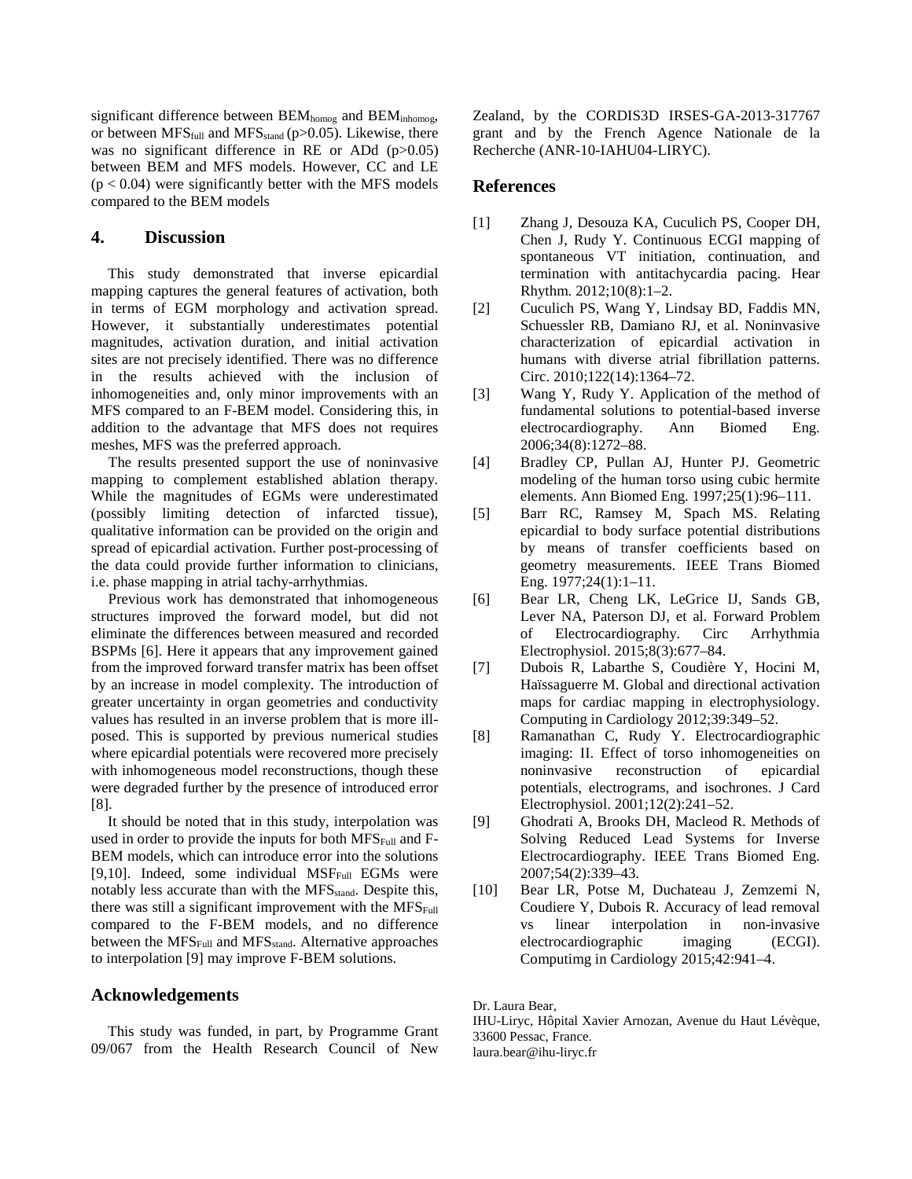significant difference between $BEM_{homog}$ and $BEM_{inhomog}$, or between $MFS_{full}$ and $MFS_{stand}$ ($p>0.05$). Likewise, there was no significant difference in RE or ADd ($p>0.05$) between BEM and MFS models. However, CC and LE ($p < 0.04$) were significantly better with the MFS models compared to the BEM models

## 4. Discussion

This study demonstrated that inverse epicardial mapping captures the general features of activation, both in terms of EGM morphology and activation spread. However, it substantially underestimates potential magnitudes, activation duration, and initial activation sites are not precisely identified. There was no difference in the results achieved with the inclusion of inhomogeneities and, only minor improvements with an MFS compared to an F-BEM model. Considering this, in addition to the advantage that MFS does not requires meshes, MFS was the preferred approach.

The results presented support the use of noninvasive mapping to complement established ablation therapy. While the magnitudes of EGMs were underestimated (possibly limiting detection of infarcted tissue), qualitative information can be provided on the origin and spread of epicardial activation. Further post-processing of the data could provide further information to clinicians, i.e. phase mapping in atrial tachy-arrhythmias.

Previous work has demonstrated that inhomogeneous structures improved the forward model, but did not eliminate the differences between measured and recorded BSPMs [6]. Here it appears that any improvement gained from the improved forward transfer matrix has been offset by an increase in model complexity. The introduction of greater uncertainty in organ geometries and conductivity values has resulted in an inverse problem that is more ill-posed. This is supported by previous numerical studies where epicardial potentials were recovered more precisely with inhomogeneous model reconstructions, though these were degraded further by the presence of introduced error [8].

It should be noted that in this study, interpolation was used in order to provide the inputs for both $MFS_{Full}$ and F-BEM models, which can introduce error into the solutions [9,10]. Indeed, some individual $MSF_{Full}$ EGMs were notably less accurate than with the $MFS_{stand}$. Despite this, there was still a significant improvement with the $MFS_{Full}$ compared to the F-BEM models, and no difference between the $MFS_{Full}$ and $MFS_{stand}$. Alternative approaches to interpolation [9] may improve F-BEM solutions.

## Acknowledgements

This study was funded, in part, by Programme Grant 09/067 from the Health Research Council of New Zealand, by the CORDIS3D IRSES-GA-2013-317767 grant and by the French Agence Nationale de la Recherche (ANR-10-IAHU04-LIRYC).

## References

[1] Zhang J, Desouza KA, Cuculich PS, Cooper DH, Chen J, Rudy Y. Continuous ECGI mapping of spontaneous VT initiation, continuation, and termination with antitachycardia pacing. Hear Rhythm. 2012;10(8):1–2.

[2] Cuculich PS, Wang Y, Lindsay BD, Faddis MN, Schuessler RB, Damiano RJ, et al. Noninvasive characterization of epicardial activation in humans with diverse atrial fibrillation patterns. Circ. 2010;122(14):1364–72.

[3] Wang Y, Rudy Y. Application of the method of fundamental solutions to potential-based inverse electrocardiography. Ann Biomed Eng. 2006;34(8):1272–88.

[4] Bradley CP, Pullan AJ, Hunter PJ. Geometric modeling of the human torso using cubic hermite elements. Ann Biomed Eng. 1997;25(1):96–111.

[5] Barr RC, Ramsey M, Spach MS. Relating epicardial to body surface potential distributions by means of transfer coefficients based on geometry measurements. IEEE Trans Biomed Eng. 1977;24(1):1–11.

[6] Bear LR, Cheng LK, LeGrice IJ, Sands GB, Lever NA, Paterson DJ, et al. Forward Problem of Electrocardiography. Circ Arrhythmia Electrophysiol. 2015;8(3):677–84.

[7] Dubois R, Labarthe S, Coudière Y, Hocini M, Haïssaguerre M. Global and directional activation maps for cardiac mapping in electrophysiology. Computing in Cardiology 2012;39:349–52.

[8] Ramanathan C, Rudy Y. Electrocardiographic imaging: II. Effect of torso inhomogeneities on noninvasive reconstruction of epicardial potentials, electrograms, and isochrones. J Card Electrophysiol. 2001;12(2):241–52.

[9] Ghodrati A, Brooks DH, Macleod R. Methods of Solving Reduced Lead Systems for Inverse Electrocardiography. IEEE Trans Biomed Eng. 2007;54(2):339–43.

[10] Bear LR, Potse M, Duchateau J, Zemzemi N, Coudiere Y, Dubois R. Accuracy of lead removal vs linear interpolation in non-invasive electrocardiographic imaging (ECGI). Computimg in Cardiology 2015;42:941–4.

Dr. Laura Bear,
IHU-Liryc, Hôpital Xavier Arnozan, Avenue du Haut Lévèque, 33600 Pessac, France.
laura.bear@ihu-liryc.fr